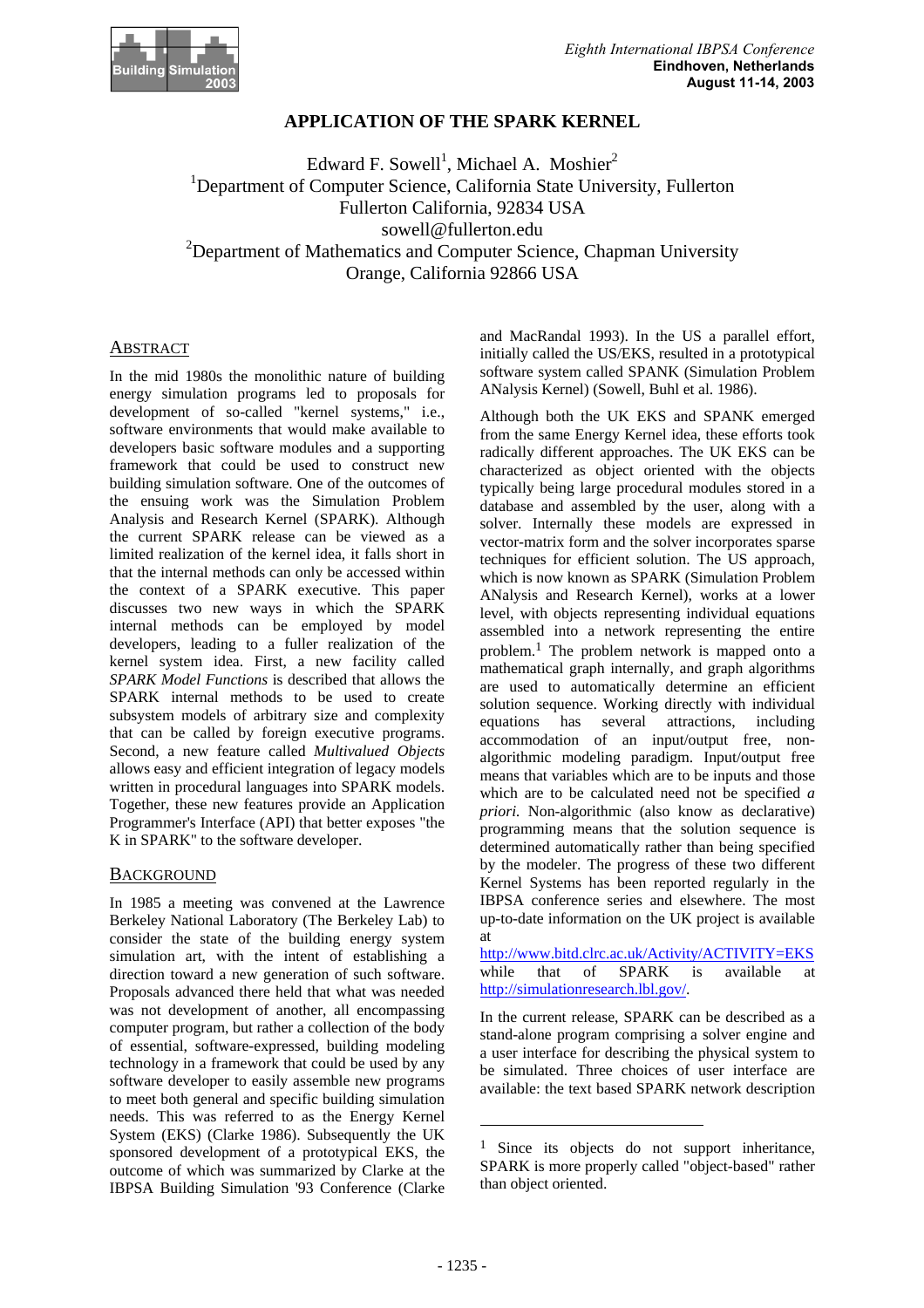# APPLICATION OF THE SPARK KERNEL

Edward F. Sowell[1], Michael A. Moshier[2]

[1]Department of Computer Science, California State University, Fullerton
Fullerton California, 92834 USA
sowell@fullerton.edu

[2]Department of Mathematics and Computer Science, Chapman University
Orange, California 92866 USA

## ABSTRACT

In the mid 1980s the monolithic nature of building energy simulation programs led to proposals for development of so-called "kernel systems," i.e., software environments that would make available to developers basic software modules and a supporting framework that could be used to construct new building simulation software. One of the outcomes of the ensuing work was the Simulation Problem Analysis and Research Kernel (SPARK). Although the current SPARK release can be viewed as a limited realization of the kernel idea, it falls short in that the internal methods can only be accessed within the context of a SPARK executive. This paper discusses two new ways in which the SPARK internal methods can be employed by model developers, leading to a fuller realization of the kernel system idea. First, a new facility called *SPARK Model Functions* is described that allows the SPARK internal methods to be used to create subsystem models of arbitrary size and complexity that can be called by foreign executive programs. Second, a new feature called *Multivalued Objects* allows easy and efficient integration of legacy models written in procedural languages into SPARK models. Together, these new features provide an Application Programmer's Interface (API) that better exposes "the K in SPARK" to the software developer.

## BACKGROUND

In 1985 a meeting was convened at the Lawrence Berkeley National Laboratory (The Berkeley Lab) to consider the state of the building energy system simulation art, with the intent of establishing a direction toward a new generation of such software. Proposals advanced there held that what was needed was not development of another, all encompassing computer program, but rather a collection of the body of essential, software-expressed, building modeling technology in a framework that could be used by any software developer to easily assemble new programs to meet both general and specific building simulation needs. This was referred to as the Energy Kernel System (EKS) (Clarke 1986). Subsequently the UK sponsored development of a prototypical EKS, the outcome of which was summarized by Clarke at the IBPSA Building Simulation '93 Conference (Clarke and MacRandal 1993). In the US a parallel effort, initially called the US/EKS, resulted in a prototypical software system called SPARK (Simulation Problem ANalysis Kernel) (Sowell, Buhl et al. 1986).

Although both the UK EKS and SPANK emerged from the same Energy Kernel idea, these efforts took radically different approaches. The UK EKS can be characterized as object oriented with the objects typically being large procedural modules stored in a database and assembled by the user, along with a solver. Internally these models are expressed in vector-matrix form and the solver incorporates sparse techniques for efficient solution. The US approach, which is now known as SPARK (Simulation Problem ANalysis and Research Kernel), works at a lower level, with objects representing individual equations assembled into a network representing the entire problem.[1] The problem network is mapped onto a mathematical graph internally, and graph algorithms are used to automatically determine an efficient solution sequence. Working directly with individual equations has several attractions, including accommodation of an input/output free, non-algorithmic modeling paradigm. Input/output free means that variables which are to be inputs and those which are to be calculated need not be specified *a priori.* Non-algorithmic (also know as declarative) programming means that the solution sequence is determined automatically rather than being specified by the modeler. The progress of these two different Kernel Systems has been reported regularly in the IBPSA conference series and elsewhere. The most up-to-date information on the UK project is available at http://www.bitd.clrc.ac.uk/Activity/ACTIVITY=EKS while that of SPARK is available at http://simulationresearch.lbl.gov/.

In the current release, SPARK can be described as a stand-alone program comprising a solver engine and a user interface for describing the physical system to be simulated. Three choices of user interface are available: the text based SPARK network description

---

[1] Since its objects do not support inheritance, SPARK is more properly called "object-based" rather than object oriented.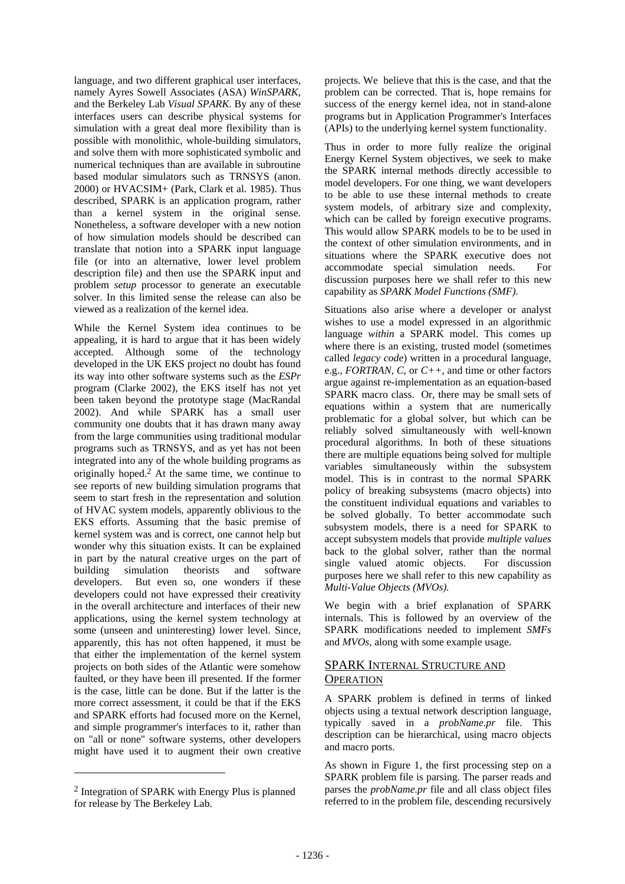language, and two different graphical user interfaces, namely Ayres Sowell Associates (ASA) *WinSPARK*, and the Berkeley Lab *Visual SPARK*. By any of these interfaces users can describe physical systems for simulation with a great deal more flexibility than is possible with monolithic, whole-building simulators, and solve them with more sophisticated symbolic and numerical techniques than are available in subroutine based modular simulators such as TRNSYS (anon. 2000) or HVACSIM+ (Park, Clark et al. 1985). Thus described, SPARK is an application program, rather than a kernel system in the original sense. Nonetheless, a software developer with a new notion of how simulation models should be described can translate that notion into a SPARK input language file (or into an alternative, lower level problem description file) and then use the SPARK input and problem *setup* processor to generate an executable solver. In this limited sense the release can also be viewed as a realization of the kernel idea.

While the Kernel System idea continues to be appealing, it is hard to argue that it has been widely accepted. Although some of the technology developed in the UK EKS project no doubt has found its way into other software systems such as the *ESPr* program (Clarke 2002), the EKS itself has not yet been taken beyond the prototype stage (MacRandal 2002). And while SPARK has a small user community one doubts that it has drawn many away from the large communities using traditional modular programs such as TRNSYS, and as yet has not been integrated into any of the whole building programs as originally hoped.[2] At the same time, we continue to see reports of new building simulation programs that seem to start fresh in the representation and solution of HVAC system models, apparently oblivious to the EKS efforts. Assuming that the basic premise of kernel system was and is correct, one cannot help but wonder why this situation exists. It can be explained in part by the natural creative urges on the part of building simulation theorists and software developers. But even so, one wonders if these developers could not have expressed their creativity in the overall architecture and interfaces of their new applications, using the kernel system technology at some (unseen and uninteresting) lower level. Since, apparently, this has not often happened, it must be that either the implementation of the kernel system projects on both sides of the Atlantic were somehow faulted, or they have been ill presented. If the former is the case, little can be done. But if the latter is the more correct assessment, it could be that if the EKS and SPARK efforts had focused more on the Kernel, and simple programmer's interfaces to it, rather than on "all or none" software systems, other developers might have used it to augment their own creative projects. We believe that this is the case, and that the problem can be corrected. That is, hope remains for success of the energy kernel idea, not in stand-alone programs but in Application Programmer's Interfaces (APIs) to the underlying kernel system functionality.

Thus in order to more fully realize the original Energy Kernel System objectives, we seek to make the SPARK internal methods directly accessible to model developers. For one thing, we want developers to be able to use these internal methods to create system models, of arbitrary size and complexity, which can be called by foreign executive programs. This would allow SPARK models to be to be used in the context of other simulation environments, and in situations where the SPARK executive does not accommodate special simulation needs. For discussion purposes here we shall refer to this new capability as *SPARK Model Functions (SMF)*.

Situations also arise where a developer or analyst wishes to use a model expressed in an algorithmic language *within* a SPARK model. This comes up where there is an existing, trusted model (sometimes called *legacy code*) written in a procedural language, e.g., *FORTRAN*, *C*, or *C++*, and time or other factors argue against re-implementation as an equation-based SPARK macro class. Or, there may be small sets of equations within a system that are numerically problematic for a global solver, but which can be reliably solved simultaneously with well-known procedural algorithms. In both of these situations there are multiple equations being solved for multiple variables simultaneously within the subsystem model. This is in contrast to the normal SPARK policy of breaking subsystems (macro objects) into the constituent individual equations and variables to be solved globally. To better accommodate such subsystem models, there is a need for SPARK to accept subsystem models that provide *multiple values* back to the global solver, rather than the normal single valued atomic objects. For discussion purposes here we shall refer to this new capability as *Multi-Value Objects (MVOs)*.

We begin with a brief explanation of SPARK internals. This is followed by an overview of the SPARK modifications needed to implement *SMFs* and *MVOs*, along with some example usage.

## SPARK INTERNAL STRUCTURE AND OPERATION

A SPARK problem is defined in terms of linked objects using a textual network description language, typically saved in a *probName.pr* file. This description can be hierarchical, using macro objects and macro ports.

As shown in Figure 1, the first processing step on a SPARK problem file is parsing. The parser reads and parses the *probName.pr* file and all class object files referred to in the problem file, descending recursively

---

[2] Integration of SPARK with Energy Plus is planned for release by The Berkeley Lab.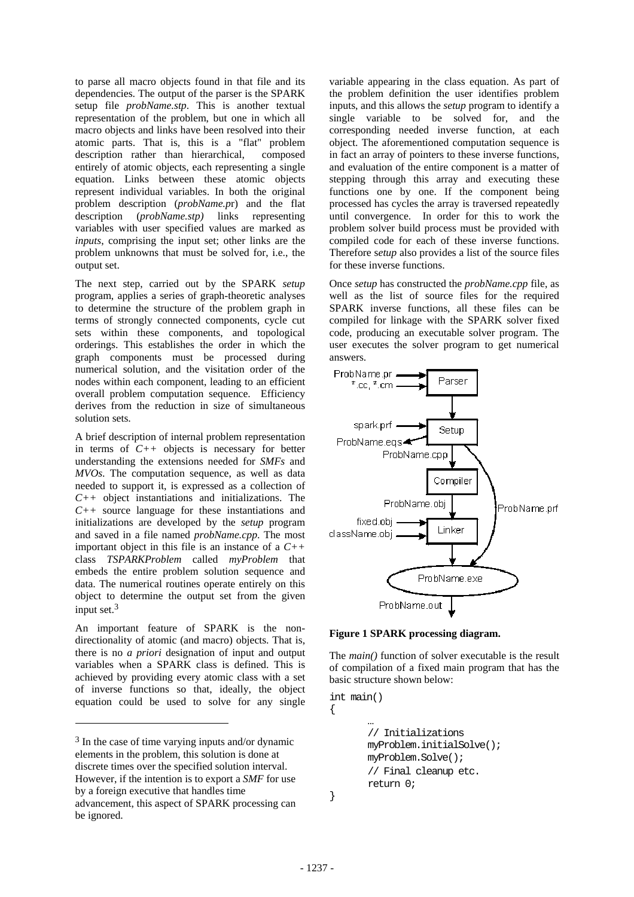to parse all macro objects found in that file and its dependencies. The output of the parser is the SPARK setup file *probName.stp*. This is another textual representation of the problem, but one in which all macro objects and links have been resolved into their atomic parts. That is, this is a "flat" problem description rather than hierarchical, composed entirely of atomic objects, each representing a single equation. Links between these atomic objects represent individual variables. In both the original problem description (*probName.pr*) and the flat description (*probName.stp)* links representing variables with user specified values are marked as *inputs*, comprising the input set; other links are the problem unknowns that must be solved for, i.e., the output set.

The next step, carried out by the SPARK *setup* program, applies a series of graph-theoretic analyses to determine the structure of the problem graph in terms of strongly connected components, cycle cut sets within these components, and topological orderings. This establishes the order in which the graph components must be processed during numerical solution, and the visitation order of the nodes within each component, leading to an efficient overall problem computation sequence. Efficiency derives from the reduction in size of simultaneous solution sets.

A brief description of internal problem representation in terms of *C++* objects is necessary for better understanding the extensions needed for *SMFs* and *MVOs*. The computation sequence, as well as data needed to support it, is expressed as a collection of *C++* object instantiations and initializations. The *C++* source language for these instantiations and initializations are developed by the *setup* program and saved in a file named *probName.cpp.* The most important object in this file is an instance of a *C++* class *TSPARKProblem* called *myProblem* that embeds the entire problem solution sequence and data. The numerical routines operate entirely on this object to determine the output set from the given input set.[3]

An important feature of SPARK is the non-directionality of atomic (and macro) objects. That is, there is no *a priori* designation of input and output variables when a SPARK class is defined. This is achieved by providing every atomic class with a set of inverse functions so that, ideally, the object equation could be used to solve for any single variable appearing in the class equation. As part of the problem definition the user identifies problem inputs, and this allows the *setup* program to identify a single variable to be solved for, and the corresponding needed inverse function, at each object. The aforementioned computation sequence is in fact an array of pointers to these inverse functions, and evaluation of the entire component is a matter of stepping through this array and executing these functions one by one. If the component being processed has cycles the array is traversed repeatedly until convergence. In order for this to work the problem solver build process must be provided with compiled code for each of these inverse functions. Therefore *setup* also provides a list of the source files for these inverse functions.

Once *setup* has constructed the *probName.cpp* file, as well as the list of source files for the required SPARK inverse functions, all these files can be compiled for linkage with the SPARK solver fixed code, producing an executable solver program. The user executes the solver program to get numerical answers.

**Figure 1 SPARK processing diagram.**

The *main()* function of solver executable is the result of compilation of a fixed main program that has the basic structure shown below:

```
int main()
{
      …
      // Initializations
      myProblem.initialSolve();
      myProblem.Solve();
      // Final cleanup etc.
      return 0;
}
```

[3] In the case of time varying inputs and/or dynamic elements in the problem, this solution is done at discrete times over the specified solution interval. However, if the intention is to export a *SMF* for use by a foreign executive that handles time advancement, this aspect of SPARK processing can be ignored.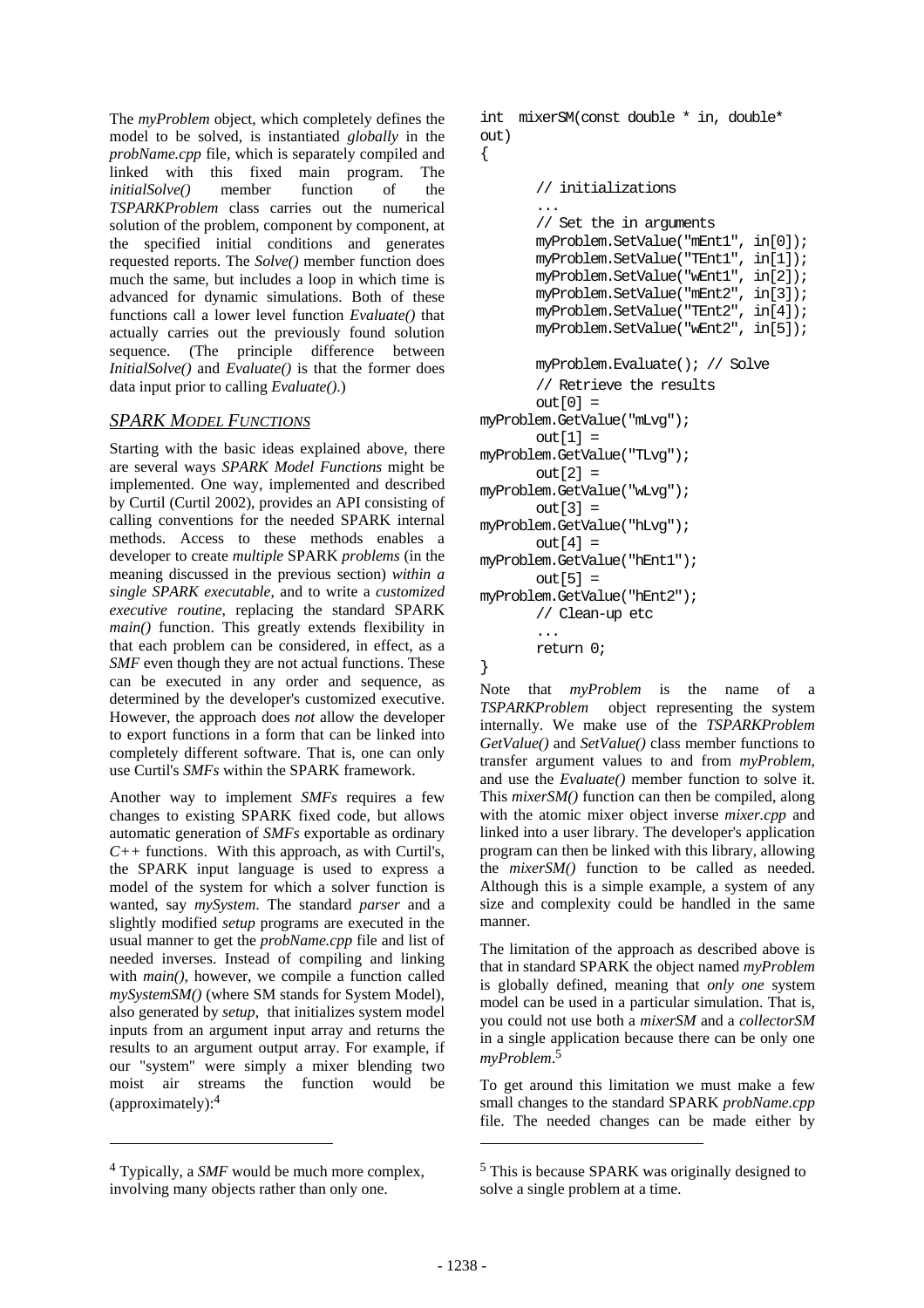The *myProblem* object, which completely defines the model to be solved, is instantiated *globally* in the *probName.cpp* file, which is separately compiled and linked with this fixed main program. The *initialSolve()* member function of the *TSPARKProblem* class carries out the numerical solution of the problem, component by component, at the specified initial conditions and generates requested reports. The *Solve()* member function does much the same, but includes a loop in which time is advanced for dynamic simulations. Both of these functions call a lower level function *Evaluate()* that actually carries out the previously found solution sequence. (The principle difference between *InitialSolve()* and *Evaluate()* is that the former does data input prior to calling *Evaluate()*.)

## *SPARK MODEL FUNCTIONS*

Starting with the basic ideas explained above, there are several ways *SPARK Model Functions* might be implemented. One way, implemented and described by Curtil (Curtil 2002), provides an API consisting of calling conventions for the needed SPARK internal methods. Access to these methods enables a developer to create *multiple* SPARK *problems* (in the meaning discussed in the previous section) *within a single SPARK executable*, and to write a *customized executive routine*, replacing the standard SPARK *main()* function. This greatly extends flexibility in that each problem can be considered, in effect, as a *SMF* even though they are not actual functions. These can be executed in any order and sequence, as determined by the developer's customized executive. However, the approach does *not* allow the developer to export functions in a form that can be linked into completely different software. That is, one can only use Curtil's *SMFs* within the SPARK framework.

Another way to implement *SMFs* requires a few changes to existing SPARK fixed code, but allows automatic generation of *SMFs* exportable as ordinary *C++* functions. With this approach, as with Curtil's, the SPARK input language is used to express a model of the system for which a solver function is wanted, say *mySystem*. The standard *parser* and a slightly modified *setup* programs are executed in the usual manner to get the *probName.cpp* file and list of needed inverses. Instead of compiling and linking with *main()*, however, we compile a function called *mySystemSM()* (where SM stands for System Model), also generated by *setup*, that initializes system model inputs from an argument input array and returns the results to an argument output array. For example, if our "system" were simply a mixer blending two moist air streams the function would be (approximately):[4]

```
int mixerSM(const double * in, double* out)
{
       // initializations
       ...
       // Set the in arguments
       myProblem.SetValue("mEnt1", in[0]);
       myProblem.SetValue("TEnt1", in[1]);
       myProblem.SetValue("wEnt1", in[2]);
       myProblem.SetValue("mEnt2", in[3]);
       myProblem.SetValue("TEnt2", in[4]);
       myProblem.SetValue("wEnt2", in[5]);

       myProblem.Evaluate(); // Solve
       // Retrieve the results
       out[0] = myProblem.GetValue("mLvg");
       out[1] = myProblem.GetValue("TLvg");
       out[2] = myProblem.GetValue("wLvg");
       out[3] = myProblem.GetValue("hLvg");
       out[4] = myProblem.GetValue("hEnt1");
       out[5] = myProblem.GetValue("hEnt2");
       // Clean-up etc
       ...
       return 0;
}
```

Note that *myProblem* is the name of a *TSPARKProblem* object representing the system internally. We make use of the *TSPARKProblem GetValue()* and *SetValue()* class member functions to transfer argument values to and from *myProblem*, and use the *Evaluate()* member function to solve it. This *mixerSM()* function can then be compiled, along with the atomic mixer object inverse *mixer.cpp* and linked into a user library. The developer's application program can then be linked with this library, allowing the *mixerSM()* function to be called as needed. Although this is a simple example, a system of any size and complexity could be handled in the same manner.

The limitation of the approach as described above is that in standard SPARK the object named *myProblem* is globally defined, meaning that *only one* system model can be used in a particular simulation. That is, you could not use both a *mixerSM* and a *collectorSM* in a single application because there can be only one *myProblem*.[5]

To get around this limitation we must make a few small changes to the standard SPARK *probName.cpp* file. The needed changes can be made either by

[4] Typically, a *SMF* would be much more complex, involving many objects rather than only one.

[5] This is because SPARK was originally designed to solve a single problem at a time.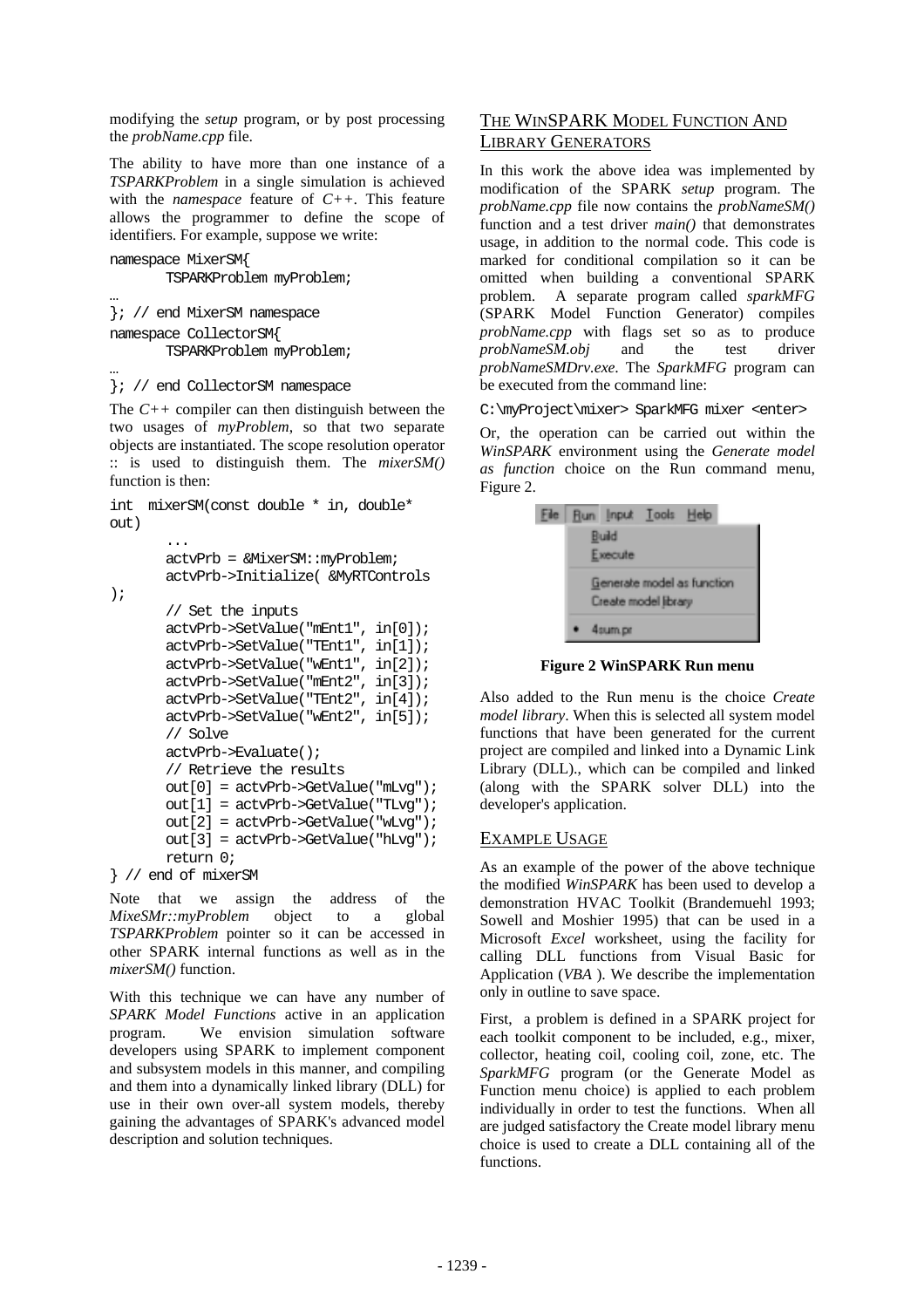modifying the *setup* program, or by post processing the *probName.cpp* file.

The ability to have more than one instance of a *TSPARKProblem* in a single simulation is achieved with the *namespace* feature of *C++*. This feature allows the programmer to define the scope of identifiers. For example, suppose we write:

```
namespace MixerSM{
       TSPARKProblem myProblem;
…
}; // end MixerSM namespace
namespace CollectorSM{
       TSPARKProblem myProblem;
…
}; // end CollectorSM namespace
```

The *C++* compiler can then distinguish between the two usages of *myProblem*, so that two separate objects are instantiated. The scope resolution operator :: is used to distinguish them. The *mixerSM()* function is then:

```
int  mixerSM(const double * in, double* out)
       ...
       actvPrb = &MixerSM::myProblem;
       actvPrb->Initialize( &MyRTControls );
       // Set the inputs
       actvPrb->SetValue("mEnt1", in[0]);
       actvPrb->SetValue("TEnt1", in[1]);
       actvPrb->SetValue("wEnt1", in[2]);
       actvPrb->SetValue("mEnt2", in[3]);
       actvPrb->SetValue("TEnt2", in[4]);
       actvPrb->SetValue("wEnt2", in[5]);
       // Solve
       actvPrb->Evaluate();
       // Retrieve the results
       out[0] = actvPrb->GetValue("mLvg");
       out[1] = actvPrb->GetValue("TLvg");
       out[2] = actvPrb->GetValue("wLvg");
       out[3] = actvPrb->GetValue("hLvg");
       return 0;
} // end of mixerSM
```

Note that we assign the address of the *MixeSMr::myProblem* object to a global *TSPARKProblem* pointer so it can be accessed in other SPARK internal functions as well as in the *mixerSM()* function.

With this technique we can have any number of *SPARK Model Functions* active in an application program. We envision simulation software developers using SPARK to implement component and subsystem models in this manner, and compiling and them into a dynamically linked library (DLL) for use in their own over-all system models, thereby gaining the advantages of SPARK's advanced model description and solution techniques.

## THE WINSPARK MODEL FUNCTION AND LIBRARY GENERATORS

In this work the above idea was implemented by modification of the SPARK *setup* program. The *probName.cpp* file now contains the *probNameSM()* function and a test driver *main()* that demonstrates usage, in addition to the normal code. This code is marked for conditional compilation so it can be omitted when building a conventional SPARK problem. A separate program called *sparkMFG* (SPARK Model Function Generator) compiles *probName.cpp* with flags set so as to produce *probNameSM.obj* and the test driver *probNameSMDrv.exe*. The *SparkMFG* program can be executed from the command line:

```
C:\myProject\mixer> SparkMFG mixer <enter>
```

Or, the operation can be carried out within the *WinSPARK* environment using the *Generate model as function* choice on the Run command menu, Figure 2.

**Figure 2 WinSPARK Run menu**

Also added to the Run menu is the choice *Create model library*. When this is selected all system model functions that have been generated for the current project are compiled and linked into a Dynamic Link Library (DLL)., which can be compiled and linked (along with the SPARK solver DLL) into the developer's application.

## EXAMPLE USAGE

As an example of the power of the above technique the modified *WinSPARK* has been used to develop a demonstration HVAC Toolkit (Brandemuehl 1993; Sowell and Moshier 1995) that can be used in a Microsoft *Excel* worksheet, using the facility for calling DLL functions from Visual Basic for Application (*VBA* ). We describe the implementation only in outline to save space.

First, a problem is defined in a SPARK project for each toolkit component to be included, e.g., mixer, collector, heating coil, cooling coil, zone, etc. The *SparkMFG* program (or the Generate Model as Function menu choice) is applied to each problem individually in order to test the functions. When all are judged satisfactory the Create model library menu choice is used to create a DLL containing all of the functions.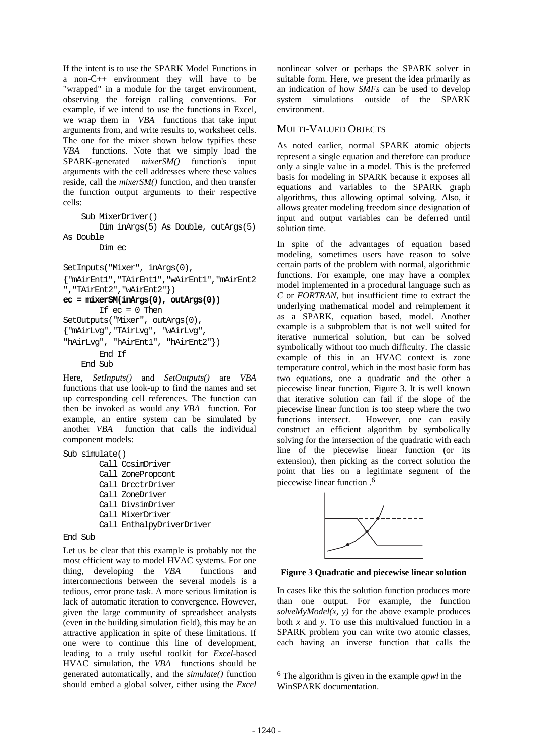If the intent is to use the SPARK Model Functions in a non-C++ environment they will have to be "wrapped" in a module for the target environment, observing the foreign calling conventions. For example, if we intend to use the functions in Excel, we wrap them in *VBA* functions that take input arguments from, and write results to, worksheet cells. The one for the mixer shown below typifies these *VBA* functions. Note that we simply load the SPARK-generated *mixerSM()* function's input arguments with the cell addresses where these values reside, call the *mixerSM()* function, and then transfer the function output arguments to their respective cells:

```
    Sub MixerDriver()
        Dim inArgs(5) As Double, outArgs(5)
As Double
        Dim ec

SetInputs("Mixer", inArgs(0),
{"mAirEnt1","TAirEnt1","wAirEnt1","mAirEnt2
","TAirEnt2","wAirEnt2"})
ec = mixerSM(inArgs(0), outArgs(0))
        If ec = 0 Then
SetOutputs("Mixer", outArgs(0),
{"mAirLvg","TAirLvg", "wAirLvg",
"hAirLvg", "hAirEnt1", "hAirEnt2"})
        End If
    End Sub
```

Here, *SetInputs()* and *SetOutputs()* are *VBA* functions that use look-up to find the names and set up corresponding cell references. The function can then be invoked as would any *VBA* function. For example, an entire system can be simulated by another *VBA* function that calls the individual component models:

```
Sub simulate()
        Call CcsimDriver
        Call ZonePropcont
        Call DrcctrDriver
        Call ZoneDriver
        Call DivsimDriver
        Call MixerDriver
        Call EnthalpyDriverDriver
End Sub
```

Let us be clear that this example is probably not the most efficient way to model HVAC systems. For one thing, developing the *VBA* functions and interconnections between the several models is a tedious, error prone task. A more serious limitation is lack of automatic iteration to convergence. However, given the large community of spreadsheet analysts (even in the building simulation field), this may be an attractive application in spite of these limitations. If one were to continue this line of development, leading to a truly useful toolkit for *Excel*-based HVAC simulation, the *VBA* functions should be generated automatically, and the *simulate()* function should embed a global solver, either using the *Excel* nonlinear solver or perhaps the SPARK solver in suitable form. Here, we present the idea primarily as an indication of how *SMFs* can be used to develop system simulations outside of the SPARK environment.

## MULTI-VALUED OBJECTS

As noted earlier, normal SPARK atomic objects represent a single equation and therefore can produce only a single value in a model. This is the preferred basis for modeling in SPARK because it exposes all equations and variables to the SPARK graph algorithms, thus allowing optimal solving. Also, it allows greater modeling freedom since designation of input and output variables can be deferred until solution time.

In spite of the advantages of equation based modeling, sometimes users have reason to solve certain parts of the problem with normal, algorithmic functions. For example, one may have a complex model implemented in a procedural language such as *C* or *FORTRAN*, but insufficient time to extract the underlying mathematical model and reimplement it as a SPARK, equation based, model. Another example is a subproblem that is not well suited for iterative numerical solution, but can be solved symbolically without too much difficulty. The classic example of this in an HVAC context is zone temperature control, which in the most basic form has two equations, one a quadratic and the other a piecewise linear function, Figure 3. It is well known that iterative solution can fail if the slope of the piecewise linear function is too steep where the two functions intersect. However, one can easily construct an efficient algorithm by symbolically solving for the intersection of the quadratic with each line of the piecewise linear function (or its extension), then picking as the correct solution the point that lies on a legitimate segment of the piecewise linear function.[6]

**Figure 3 Quadratic and piecewise linear solution**

In cases like this the solution function produces more than one output. For example, the function *solveMyModel(x, y)* for the above example produces both *x* and *y*. To use this multivalued function in a SPARK problem you can write two atomic classes, each having an inverse function that calls the

[6] The algorithm is given in the example *qpwl* in the WinSPARK documentation.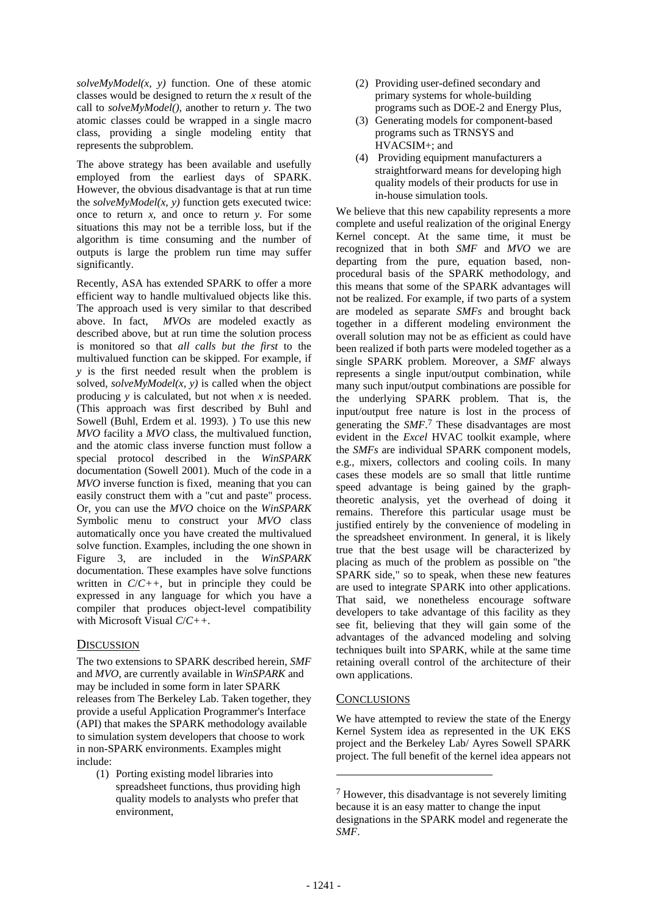*solveMyModel(x, y)* function. One of these atomic classes would be designed to return the *x* result of the call to *solveMyModel()*, another to return *y*. The two atomic classes could be wrapped in a single macro class, providing a single modeling entity that represents the subproblem.

The above strategy has been available and usefully employed from the earliest days of SPARK. However, the obvious disadvantage is that at run time the *solveMyModel(x, y)* function gets executed twice: once to return *x*, and once to return *y*. For some situations this may not be a terrible loss, but if the algorithm is time consuming and the number of outputs is large the problem run time may suffer significantly.

Recently, ASA has extended SPARK to offer a more efficient way to handle multivalued objects like this. The approach used is very similar to that described above. In fact, *MVOs* are modeled exactly as described above, but at run time the solution process is monitored so that *all calls but the first* to the multivalued function can be skipped. For example, if *y* is the first needed result when the problem is solved, *solveMyModel(x, y)* is called when the object producing *y* is calculated, but not when *x* is needed. (This approach was first described by Buhl and Sowell (Buhl, Erdem et al. 1993). ) To use this new *MVO* facility a *MVO* class, the multivalued function, and the atomic class inverse function must follow a special protocol described in the *WinSPARK* documentation (Sowell 2001). Much of the code in a *MVO* inverse function is fixed, meaning that you can easily construct them with a "cut and paste" process. Or, you can use the *MVO* choice on the *WinSPARK* Symbolic menu to construct your *MVO* class automatically once you have created the multivalued solve function. Examples, including the one shown in Figure 3, are included in the *WinSPARK* documentation. These examples have solve functions written in *C/C++*, but in principle they could be expressed in any language for which you have a compiler that produces object-level compatibility with Microsoft Visual *C/C++*.

## Discussion

The two extensions to SPARK described herein, *SMF* and *MVO*, are currently available in *WinSPARK* and may be included in some form in later SPARK releases from The Berkeley Lab. Taken together, they provide a useful Application Programmer's Interface (API) that makes the SPARK methodology available to simulation system developers that choose to work in non-SPARK environments. Examples might include:

1. Porting existing model libraries into spreadsheet functions, thus providing high quality models to analysts who prefer that environment,
2. Providing user-defined secondary and primary systems for whole-building programs such as DOE-2 and Energy Plus,
3. Generating models for component-based programs such as TRNSYS and HVACSIM+; and
4. Providing equipment manufacturers a straightforward means for developing high quality models of their products for use in in-house simulation tools.

We believe that this new capability represents a more complete and useful realization of the original Energy Kernel concept. At the same time, it must be recognized that in both *SMF* and *MVO* we are departing from the pure, equation based, non-procedural basis of the SPARK methodology, and this means that some of the SPARK advantages will not be realized. For example, if two parts of a system are modeled as separate *SMFs* and brought back together in a different modeling environment the overall solution may not be as efficient as could have been realized if both parts were modeled together as a single SPARK problem. Moreover, a *SMF* always represents a single input/output combination, while many such input/output combinations are possible for the underlying SPARK problem. That is, the input/output free nature is lost in the process of generating the *SMF*.[7] These disadvantages are most evident in the *Excel* HVAC toolkit example, where the *SMFs* are individual SPARK component models, e.g., mixers, collectors and cooling coils. In many cases these models are so small that little runtime speed advantage is being gained by the graph-theoretic analysis, yet the overhead of doing it remains. Therefore this particular usage must be justified entirely by the convenience of modeling in the spreadsheet environment. In general, it is likely true that the best usage will be characterized by placing as much of the problem as possible on "the SPARK side," so to speak, when these new features are used to integrate SPARK into other applications. That said, we nonetheless encourage software developers to take advantage of this facility as they see fit, believing that they will gain some of the advantages of the advanced modeling and solving techniques built into SPARK, while at the same time retaining overall control of the architecture of their own applications.

## Conclusions

We have attempted to review the state of the Energy Kernel System idea as represented in the UK EKS project and the Berkeley Lab/ Ayres Sowell SPARK project. The full benefit of the kernel idea appears not

[7] However, this disadvantage is not severely limiting because it is an easy matter to change the input designations in the SPARK model and regenerate the *SMF*.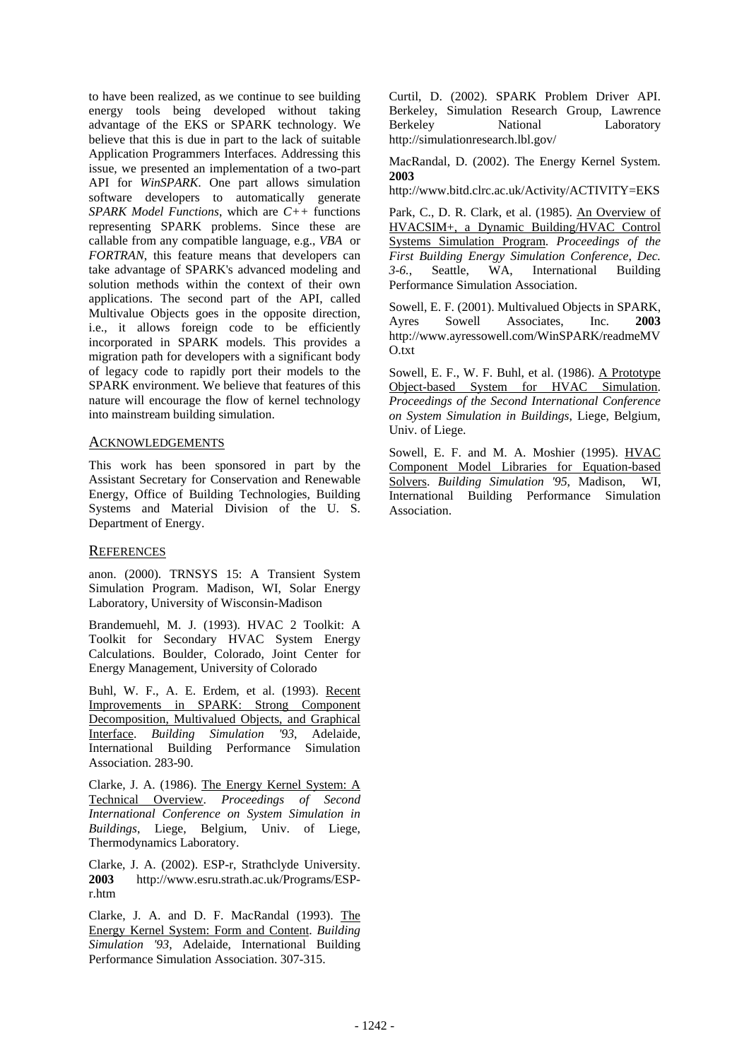to have been realized, as we continue to see building energy tools being developed without taking advantage of the EKS or SPARK technology. We believe that this is due in part to the lack of suitable Application Programmers Interfaces. Addressing this issue, we presented an implementation of a two-part API for *WinSPARK*. One part allows simulation software developers to automatically generate *SPARK Model Functions*, which are *C++* functions representing SPARK problems. Since these are callable from any compatible language, e.g., *VBA* or *FORTRAN*, this feature means that developers can take advantage of SPARK's advanced modeling and solution methods within the context of their own applications. The second part of the API, called Multivalue Objects goes in the opposite direction, i.e., it allows foreign code to be efficiently incorporated in SPARK models. This provides a migration path for developers with a significant body of legacy code to rapidly port their models to the SPARK environment. We believe that features of this nature will encourage the flow of kernel technology into mainstream building simulation.

## ACKNOWLEDGEMENTS

This work has been sponsored in part by the Assistant Secretary for Conservation and Renewable Energy, Office of Building Technologies, Building Systems and Material Division of the U. S. Department of Energy.

## REFERENCES

anon. (2000). TRNSYS 15: A Transient System Simulation Program. Madison, WI, Solar Energy Laboratory, University of Wisconsin-Madison

Brandemuehl, M. J. (1993). HVAC 2 Toolkit: A Toolkit for Secondary HVAC System Energy Calculations. Boulder, Colorado, Joint Center for Energy Management, University of Colorado

Buhl, W. F., A. E. Erdem, et al. (1993). Recent Improvements in SPARK: Strong Component Decomposition, Multivalued Objects, and Graphical Interface. *Building Simulation '93*, Adelaide, International Building Performance Simulation Association. 283-90.

Clarke, J. A. (1986). The Energy Kernel System: A Technical Overview. *Proceedings of Second International Conference on System Simulation in Buildings*, Liege, Belgium, Univ. of Liege, Thermodynamics Laboratory.

Clarke, J. A. (2002). ESP-r, Strathclyde University. **2003** http://www.esru.strath.ac.uk/Programs/ESP-r.htm

Clarke, J. A. and D. F. MacRandal (1993). The Energy Kernel System: Form and Content. *Building Simulation '93*, Adelaide, International Building Performance Simulation Association. 307-315.

Curtil, D. (2002). SPARK Problem Driver API. Berkeley, Simulation Research Group, Lawrence Berkeley National Laboratory http://simulationresearch.lbl.gov/

MacRandal, D. (2002). The Energy Kernel System. **2003** http://www.bitd.clrc.ac.uk/Activity/ACTIVITY=EKS

Park, C., D. R. Clark, et al. (1985). An Overview of HVACSIM+, a Dynamic Building/HVAC Control Systems Simulation Program. *Proceedings of the First Building Energy Simulation Conference, Dec. 3-6.*, Seattle, WA, International Building Performance Simulation Association.

Sowell, E. F. (2001). Multivalued Objects in SPARK, Ayres Sowell Associates, Inc. **2003** http://www.ayressowell.com/WinSPARK/readmeMVO.txt

Sowell, E. F., W. F. Buhl, et al. (1986). A Prototype Object-based System for HVAC Simulation. *Proceedings of the Second International Conference on System Simulation in Buildings*, Liege, Belgium, Univ. of Liege.

Sowell, E. F. and M. A. Moshier (1995). HVAC Component Model Libraries for Equation-based Solvers. *Building Simulation '95*, Madison, WI, International Building Performance Simulation Association.